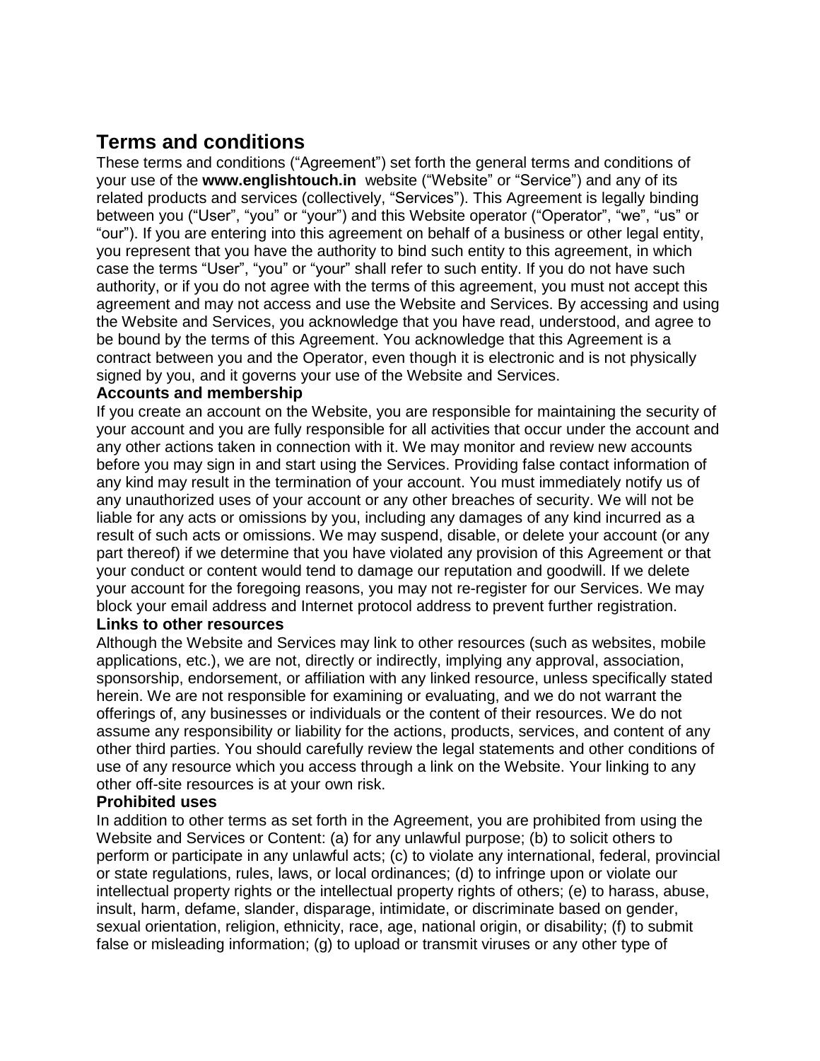# Terms and conditions

These terms and conditions ("Agreement") set forth the general terms and conditions of your use of the **www.englishtouch.in** website ("Website" or "Service") and any of its related products and services (collectively, "Services"). This Agreement is legally binding between you ("User", "you" or "your") and this Website operator ("Operator", "we", "us" or "our"). If you are entering into this agreement on behalf of a business or other legal entity, you represent that you have the authority to bind such entity to this agreement, in which case the terms "User", "you" or "your" shall refer to such entity. If you do not have such authority, or if you do not agree with the terms of this agreement, you must not accept this agreement and may not access and use the Website and Services. By accessing and using the Website and Services, you acknowledge that you have read, understood, and agree to be bound by the terms of this Agreement. You acknowledge that this Agreement is a contract between you and the Operator, even though it is electronic and is not physically signed by you, and it governs your use of the Website and Services.

### Accounts and membership

If you create an account on the Website, you are responsible for maintaining the security of your account and you are fully responsible for all activities that occur under the account and any other actions taken in connection with it. We may monitor and review new accounts before you may sign in and start using the Services. Providing false contact information of any kind may result in the termination of your account. You must immediately notify us of any unauthorized uses of your account or any other breaches of security. We will not be liable for any acts or omissions by you, including any damages of any kind incurred as a result of such acts or omissions. We may suspend, disable, or delete your account (or any part thereof) if we determine that you have violated any provision of this Agreement or that your conduct or content would tend to damage our reputation and goodwill. If we delete your account for the foregoing reasons, you may not re-register for our Services. We may block your email address and Internet protocol address to prevent further registration.

### Links to other resources

Although the Website and Services may link to other resources (such as websites, mobile applications, etc.), we are not, directly or indirectly, implying any approval, association, sponsorship, endorsement, or affiliation with any linked resource, unless specifically stated herein. We are not responsible for examining or evaluating, and we do not warrant the offerings of, any businesses or individuals or the content of their resources. We do not assume any responsibility or liability for the actions, products, services, and content of any other third parties. You should carefully review the legal statements and other conditions of use of any resource which you access through a link on the Website. Your linking to any other off-site resources is at your own risk.

### Prohibited uses

In addition to other terms as set forth in the Agreement, you are prohibited from using the Website and Services or Content: (a) for any unlawful purpose; (b) to solicit others to perform or participate in any unlawful acts; (c) to violate any international, federal, provincial or state regulations, rules, laws, or local ordinances; (d) to infringe upon or violate our intellectual property rights or the intellectual property rights of others; (e) to harass, abuse, insult, harm, defame, slander, disparage, intimidate, or discriminate based on gender, sexual orientation, religion, ethnicity, race, age, national origin, or disability; (f) to submit false or misleading information; (g) to upload or transmit viruses or any other type of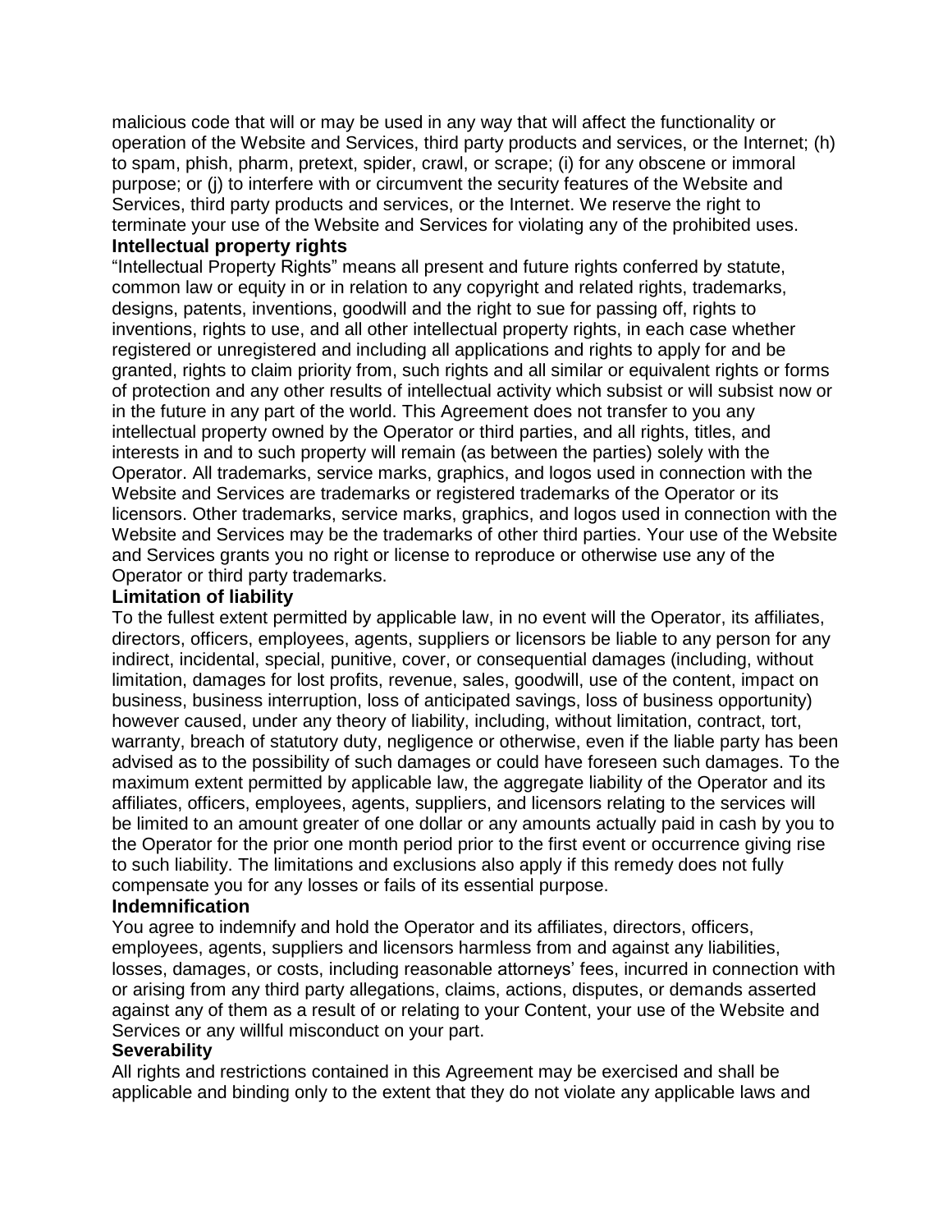malicious code that will or may be used in any way that will affect the functionality or operation of the Website and Services, third party products and services, or the Internet; (h) to spam, phish, pharm, pretext, spider, crawl, or scrape; (i) for any obscene or immoral purpose; or (j) to interfere with or circumvent the security features of the Website and Services, third party products and services, or the Internet. We reserve the right to terminate your use of the Website and Services for violating any of the prohibited uses.

## Intellectual property rights

“Intellectual Property Rights” means all present and future rights conferred by statute, common law or equity in or in relation to any copyright and related rights, trademarks, designs, patents, inventions, goodwill and the right to sue for passing off, rights to inventions, rights to use, and all other intellectual property rights, in each case whether registered or unregistered and including all applications and rights to apply for and be granted, rights to claim priority from, such rights and all similar or equivalent rights or forms of protection and any other results of intellectual activity which subsist or will subsist now or in the future in any part of the world. This Agreement does not transfer to you any intellectual property owned by the Operator or third parties, and all rights, titles, and interests in and to such property will remain (as between the parties) solely with the Operator. All trademarks, service marks, graphics, and logos used in connection with the Website and Services are trademarks or registered trademarks of the Operator or its licensors. Other trademarks, service marks, graphics, and logos used in connection with the Website and Services may be the trademarks of other third parties. Your use of the Website and Services grants you no right or license to reproduce or otherwise use any of the Operator or third party trademarks.

## Limitation of liability

To the fullest extent permitted by applicable law, in no event will the Operator, its affiliates, directors, officers, employees, agents, suppliers or licensors be liable to any person for any indirect, incidental, special, punitive, cover, or consequential damages (including, without limitation, damages for lost profits, revenue, sales, goodwill, use of the content, impact on business, business interruption, loss of anticipated savings, loss of business opportunity) however caused, under any theory of liability, including, without limitation, contract, tort, warranty, breach of statutory duty, negligence or otherwise, even if the liable party has been advised as to the possibility of such damages or could have foreseen such damages. To the maximum extent permitted by applicable law, the aggregate liability of the Operator and its affiliates, officers, employees, agents, suppliers, and licensors relating to the services will be limited to an amount greater of one dollar or any amounts actually paid in cash by you to the Operator for the prior one month period prior to the first event or occurrence giving rise to such liability. The limitations and exclusions also apply if this remedy does not fully compensate you for any losses or fails of its essential purpose.

## Indemnification

You agree to indemnify and hold the Operator and its affiliates, directors, officers, employees, agents, suppliers and licensors harmless from and against any liabilities, losses, damages, or costs, including reasonable attorneys’ fees, incurred in connection with or arising from any third party allegations, claims, actions, disputes, or demands asserted against any of them as a result of or relating to your Content, your use of the Website and Services or any willful misconduct on your part.

## Severability

All rights and restrictions contained in this Agreement may be exercised and shall be applicable and binding only to the extent that they do not violate any applicable laws and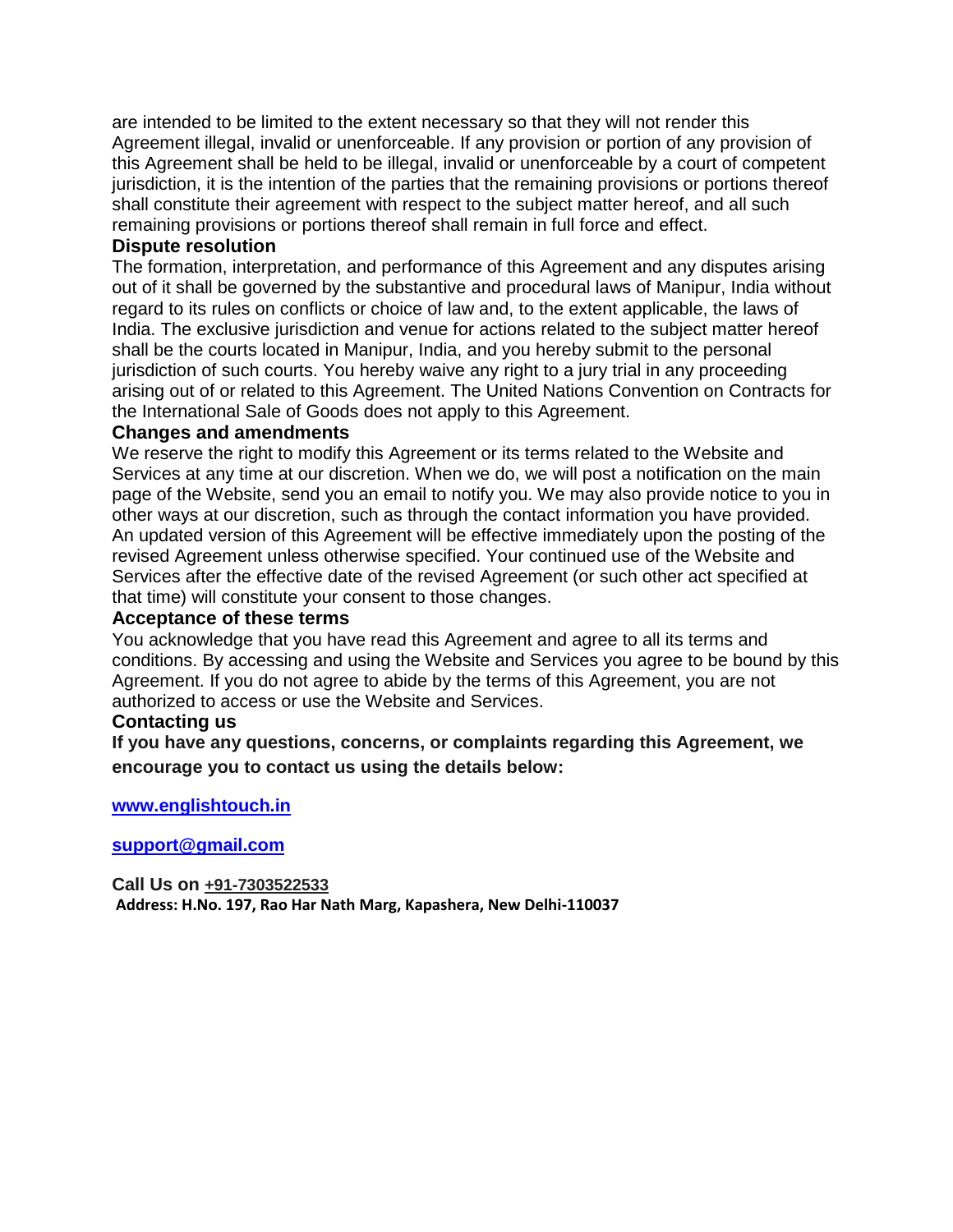are intended to be limited to the extent necessary so that they will not render this Agreement illegal, invalid or unenforceable. If any provision or portion of any provision of this Agreement shall be held to be illegal, invalid or unenforceable by a court of competent jurisdiction, it is the intention of the parties that the remaining provisions or portions thereof shall constitute their agreement with respect to the subject matter hereof, and all such remaining provisions or portions thereof shall remain in full force and effect.

## Dispute resolution

The formation, interpretation, and performance of this Agreement and any disputes arising out of it shall be governed by the substantive and procedural laws of Manipur, India without regard to its rules on conflicts or choice of law and, to the extent applicable, the laws of India. The exclusive jurisdiction and venue for actions related to the subject matter hereof shall be the courts located in Manipur, India, and you hereby submit to the personal jurisdiction of such courts. You hereby waive any right to a jury trial in any proceeding arising out of or related to this Agreement. The United Nations Convention on Contracts for the International Sale of Goods does not apply to this Agreement.

## Changes and amendments

We reserve the right to modify this Agreement or its terms related to the Website and Services at any time at our discretion. When we do, we will post a notification on the main page of the Website, send you an email to notify you. We may also provide notice to you in other ways at our discretion, such as through the contact information you have provided. An updated version of this Agreement will be effective immediately upon the posting of the revised Agreement unless otherwise specified. Your continued use of the Website and Services after the effective date of the revised Agreement (or such other act specified at that time) will constitute your consent to those changes.

## Acceptance of these terms

You acknowledge that you have read this Agreement and agree to all its terms and conditions. By accessing and using the Website and Services you agree to be bound by this Agreement. If you do not agree to abide by the terms of this Agreement, you are not authorized to access or use the Website and Services.

## Contacting us

**If you have any questions, concerns, or complaints regarding this Agreement, we encourage you to contact us using the details below:**

**www.englishtouch.in**

**support@gmail.com**

**Call Us on +91-7303522533**

**Address: H.No. 197, Rao Har Nath Marg, Kapashera, New Delhi-110037**